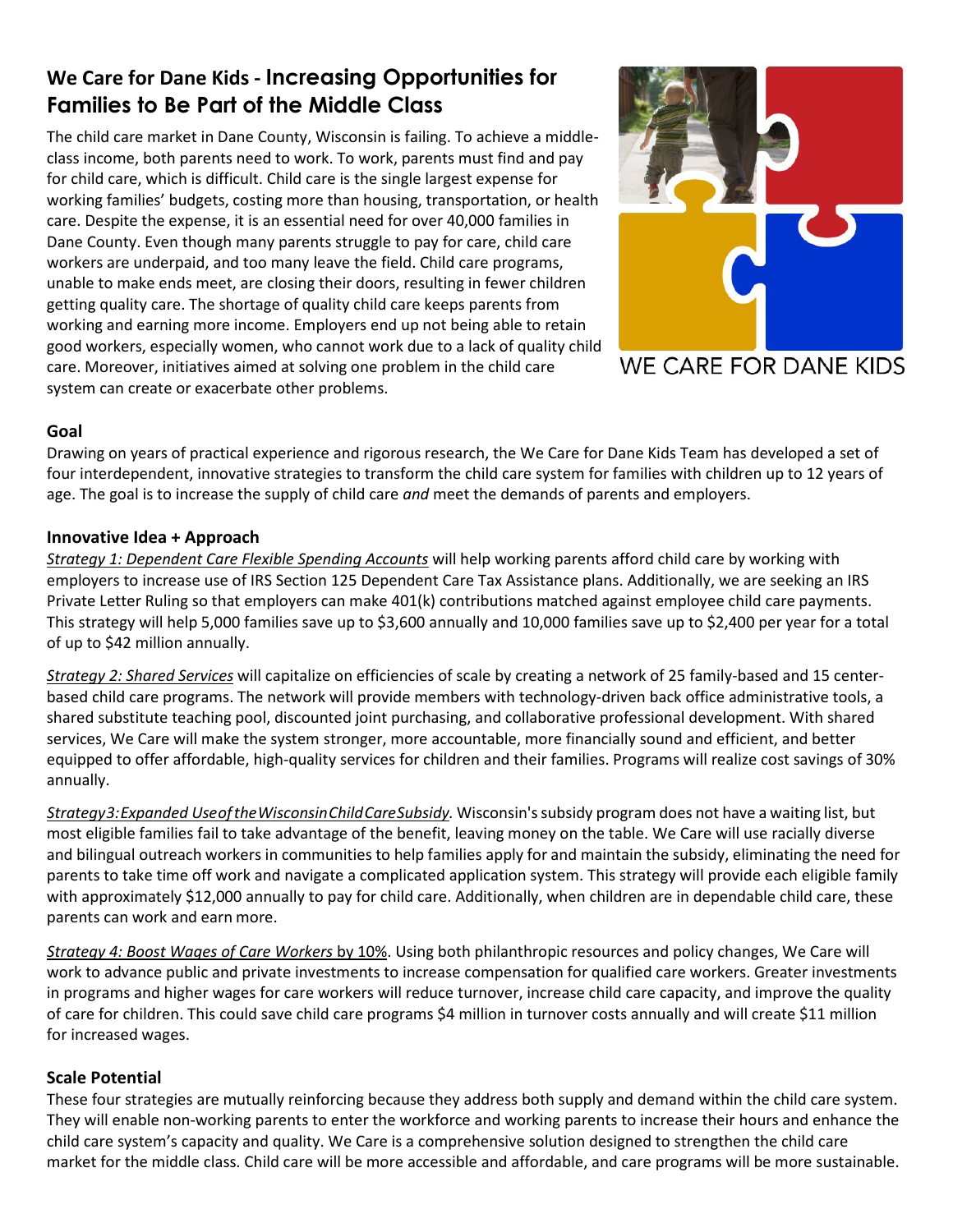# We Care for Dane Kids - Increasing Opportunities for Families to Be Part of the Middle Class

The child care market in Dane County, Wisconsin is failing. To achieve a middle-class income, both parents need to work. To work, parents must find and pay for child care, which is difficult. Child care is the single largest expense for working families' budgets, costing more than housing, transportation, or health care. Despite the expense, it is an essential need for over 40,000 families in Dane County. Even though many parents struggle to pay for care, child care workers are underpaid, and too many leave the field. Child care programs, unable to make ends meet, are closing their doors, resulting in fewer children getting quality care. The shortage of quality child care keeps parents from working and earning more income. Employers end up not being able to retain good workers, especially women, who cannot work due to a lack of quality child care. Moreover, initiatives aimed at solving one problem in the child care system can create or exacerbate other problems.

WE CARE FOR DANE KIDS

## Goal

Drawing on years of practical experience and rigorous research, the We Care for Dane Kids Team has developed a set of four interdependent, innovative strategies to transform the child care system for families with children up to 12 years of age. The goal is to increase the supply of child care *and* meet the demands of parents and employers.

## Innovative Idea + Approach

*Strategy 1: Dependent Care Flexible Spending Accounts* will help working parents afford child care by working with employers to increase use of IRS Section 125 Dependent Care Tax Assistance plans. Additionally, we are seeking an IRS Private Letter Ruling so that employers can make 401(k) contributions matched against employee child care payments. This strategy will help 5,000 families save up to $3,600 annually and 10,000 families save up to $2,400 per year for a total of up to $42 million annually.

*Strategy 2: Shared Services* will capitalize on efficiencies of scale by creating a network of 25 family-based and 15 center-based child care programs. The network will provide members with technology-driven back office administrative tools, a shared substitute teaching pool, discounted joint purchasing, and collaborative professional development. With shared services, We Care will make the system stronger, more accountable, more financially sound and efficient, and better equipped to offer affordable, high-quality services for children and their families. Programs will realize cost savings of 30% annually.

*Strategy 3: Expanded Use of the Wisconsin Child Care Subsidy.* Wisconsin's subsidy program does not have a waiting list, but most eligible families fail to take advantage of the benefit, leaving money on the table. We Care will use racially diverse and bilingual outreach workers in communities to help families apply for and maintain the subsidy, eliminating the need for parents to take time off work and navigate a complicated application system. This strategy will provide each eligible family with approximately $12,000 annually to pay for child care. Additionally, when children are in dependable child care, these parents can work and earn more.

*Strategy 4: Boost Wages of Care Workers* by 10%. Using both philanthropic resources and policy changes, We Care will work to advance public and private investments to increase compensation for qualified care workers. Greater investments in programs and higher wages for care workers will reduce turnover, increase child care capacity, and improve the quality of care for children. This could save child care programs $4 million in turnover costs annually and will create $11 million for increased wages.

## Scale Potential

These four strategies are mutually reinforcing because they address both supply and demand within the child care system. They will enable non-working parents to enter the workforce and working parents to increase their hours and enhance the child care system's capacity and quality. We Care is a comprehensive solution designed to strengthen the child care market for the middle class. Child care will be more accessible and affordable, and care programs will be more sustainable.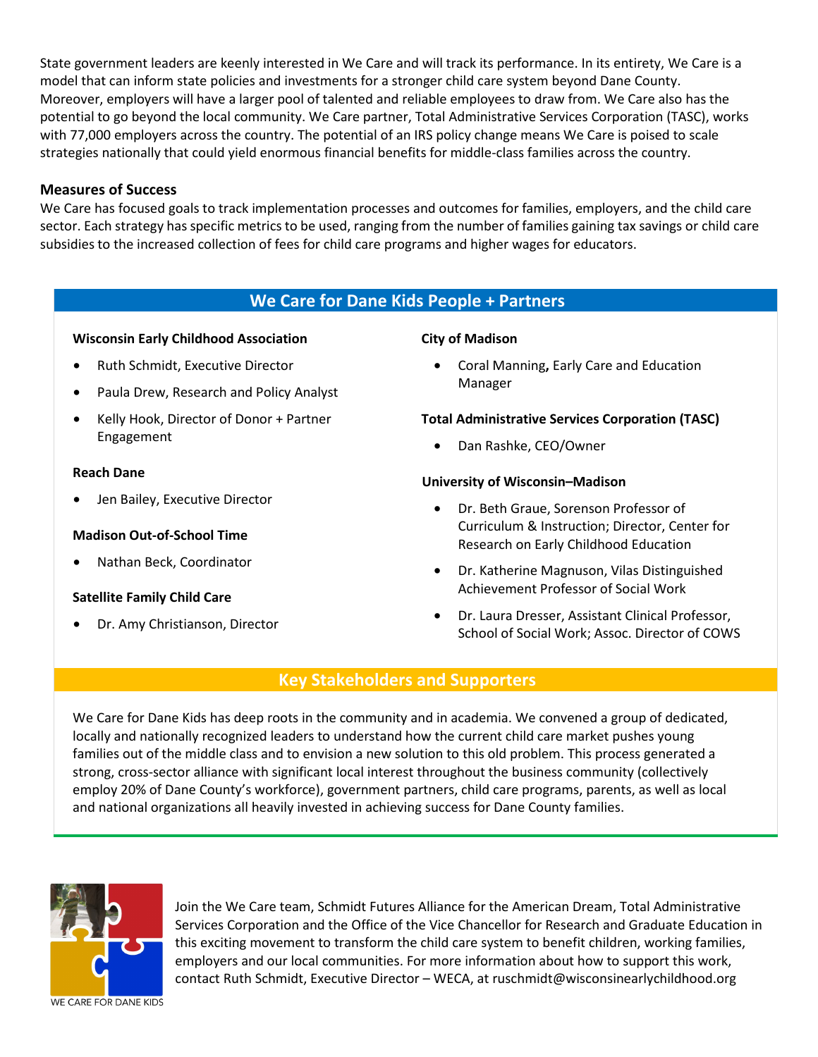State government leaders are keenly interested in We Care and will track its performance. In its entirety, We Care is a model that can inform state policies and investments for a stronger child care system beyond Dane County. Moreover, employers will have a larger pool of talented and reliable employees to draw from. We Care also has the potential to go beyond the local community. We Care partner, Total Administrative Services Corporation (TASC), works with 77,000 employers across the country. The potential of an IRS policy change means We Care is poised to scale strategies nationally that could yield enormous financial benefits for middle-class families across the country.

**Measures of Success**

We Care has focused goals to track implementation processes and outcomes for families, employers, and the child care sector. Each strategy has specific metrics to be used, ranging from the number of families gaining tax savings or child care subsidies to the increased collection of fees for child care programs and higher wages for educators.

## We Care for Dane Kids People + Partners

**Wisconsin Early Childhood Association**

- Ruth Schmidt, Executive Director
- Paula Drew, Research and Policy Analyst
- Kelly Hook, Director of Donor + Partner Engagement

**Reach Dane**

- Jen Bailey, Executive Director

**Madison Out-of-School Time**

- Nathan Beck, Coordinator

**Satellite Family Child Care**

- Dr. Amy Christianson, Director

**City of Madison**

- Coral Manning**,** Early Care and Education Manager

**Total Administrative Services Corporation (TASC)**

- Dan Rashke, CEO/Owner

**University of Wisconsin–Madison**

- Dr. Beth Graue, Sorenson Professor of Curriculum & Instruction; Director, Center for Research on Early Childhood Education
- Dr. Katherine Magnuson, Vilas Distinguished Achievement Professor of Social Work
- Dr. Laura Dresser, Assistant Clinical Professor, School of Social Work; Assoc. Director of COWS

## Key Stakeholders and Supporters

We Care for Dane Kids has deep roots in the community and in academia. We convened a group of dedicated, locally and nationally recognized leaders to understand how the current child care market pushes young families out of the middle class and to envision a new solution to this old problem. This process generated a strong, cross-sector alliance with significant local interest throughout the business community (collectively employ 20% of Dane County's workforce), government partners, child care programs, parents, as well as local and national organizations all heavily invested in achieving success for Dane County families.

WE CARE FOR DANE KIDS

Join the We Care team, Schmidt Futures Alliance for the American Dream, Total Administrative Services Corporation and the Office of the Vice Chancellor for Research and Graduate Education in this exciting movement to transform the child care system to benefit children, working families, employers and our local communities. For more information about how to support this work, contact Ruth Schmidt, Executive Director – WECA, at ruschmidt@wisconsinearlychildhood.org